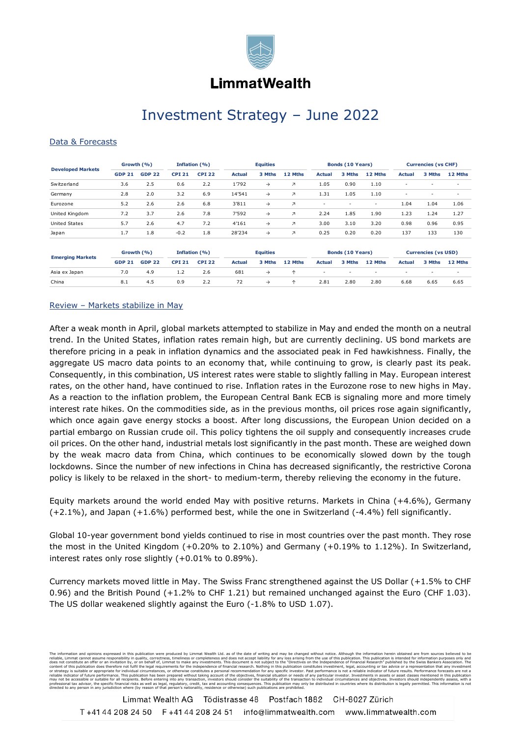LimmatWealth

# Investment Strategy – June 2022

## Data & Forecasts

| Developed Markets | Growth (%) | | Inflation (%) | | Equities | | | Bonds (10 Years) | | | Currencies (vs CHF) | | |
|---|---|---|---|---|---|---|---|---|---|---|---|---|---|
| | GDP 21 | GDP 22 | CPI 21 | CPI 22 | Actual | 3 Mths | 12 Mths | Actual | 3 Mths | 12 Mths | Actual | 3 Mths | 12 Mths |
| Switzerland | 3.6 | 2.5 | 0.6 | 2.2 | 1'792 | → | ↗ | 1.05 | 0.90 | 1.10 | - | - | - |
| Germany | 2.8 | 2.0 | 3.2 | 6.9 | 14'541 | → | ↗ | 1.31 | 1.05 | 1.10 | - | - | - |
| Eurozone | 5.2 | 2.6 | 2.6 | 6.8 | 3'811 | → | ↗ | - | - | - | 1.04 | 1.04 | 1.06 |
| United Kingdom | 7.2 | 3.7 | 2.6 | 7.8 | 7'592 | → | ↗ | 2.24 | 1.85 | 1.90 | 1.23 | 1.24 | 1.27 |
| United States | 5.7 | 2.6 | 4.7 | 7.2 | 4'161 | → | ↗ | 3.00 | 3.10 | 3.20 | 0.98 | 0.96 | 0.95 |
| Japan | 1.7 | 1.8 | -0.2 | 1.8 | 28'234 | → | ↗ | 0.25 | 0.20 | 0.20 | 137 | 133 | 130 |

| Emerging Markets | Growth (%) | | Inflation (%) | | Equities | | | Bonds (10 Years) | | | Currencies (vs USD) | | |
|---|---|---|---|---|---|---|---|---|---|---|---|---|---|
| | GDP 21 | GDP 22 | CPI 21 | CPI 22 | Actual | 3 Mths | 12 Mths | Actual | 3 Mths | 12 Mths | Actual | 3 Mths | 12 Mths |
| Asia ex Japan | 7.0 | 4.9 | 1.2 | 2.6 | 681 | → | ↑ | - | - | - | - | - | - |
| China | 8.1 | 4.5 | 0.9 | 2.2 | 72 | → | ↑ | 2.81 | 2.80 | 2.80 | 6.68 | 6.65 | 6.65 |

## Review – Markets stabilize in May

After a weak month in April, global markets attempted to stabilize in May and ended the month on a neutral trend. In the United States, inflation rates remain high, but are currently declining. US bond markets are therefore pricing in a peak in inflation dynamics and the associated peak in Fed hawkishness. Finally, the aggregate US macro data points to an economy that, while continuing to grow, is clearly past its peak. Consequently, in this combination, US interest rates were stable to slightly falling in May. European interest rates, on the other hand, have continued to rise. Inflation rates in the Eurozone rose to new highs in May. As a reaction to the inflation problem, the European Central Bank ECB is signaling more and more timely interest rate hikes. On the commodities side, as in the previous months, oil prices rose again significantly, which once again gave energy stocks a boost. After long discussions, the European Union decided on a partial embargo on Russian crude oil. This policy tightens the oil supply and consequently increases crude oil prices. On the other hand, industrial metals lost significantly in the past month. These are weighed down by the weak macro data from China, which continues to be economically slowed down by the tough lockdowns. Since the number of new infections in China has decreased significantly, the restrictive Corona policy is likely to be relaxed in the short- to medium-term, thereby relieving the economy in the future.

Equity markets around the world ended May with positive returns. Markets in China (+4.6%), Germany (+2.1%), and Japan (+1.6%) performed best, while the one in Switzerland (-4.4%) fell significantly.

Global 10-year government bond yields continued to rise in most countries over the past month. They rose the most in the United Kingdom (+0.20% to 2.10%) and Germany (+0.19% to 1.12%). In Switzerland, interest rates only rose slightly (+0.01% to 0.89%).

Currency markets moved little in May. The Swiss Franc strengthened against the US Dollar (+1.5% to CHF 0.96) and the British Pound (+1.2% to CHF 1.21) but remained unchanged against the Euro (CHF 1.03). The US dollar weakened slightly against the Euro (-1.8% to USD 1.07).

The information and opinions expressed in this publication were produced by Limmat Wealth Ltd. as of the date of writing and may be changed without notice. Although the information herein obtained are from sources believed to be reliable, Limmat cannot assume responsibility in quality, correctness, timeliness or completeness and does not accept liability for any loss arising from the use of this publication. This publication is intended for information purposes only and does not constitute an offer or an invitation by, or on behalf of, Limmat to make any investments. This document is not subject to the "Directives on the Independence of Financial Research" published by the Swiss Bankers Association. The content of this publication does therefore not fulfil the legal requirements for the independence of financial research. Nothing in this publication constitutes investment, legal, accounting or tax advice or a representation that any investment or strategy is suitable or appropriate for individual circumstances, or otherwise constitutes a personal recommendation for any specific investor. Past performance is not a reliable indicator of future results. Performance forecasts are not a reliable indicator of future performance. This publication has been prepared without taking account of the objectives, financial situation or needs of any particular investor. Investments in assets or asset classes mentioned in this publication may not be accessible or suitable for all recipients. Before entering into any transaction, investors should consider the suitability of the transaction to individual circumstances and objectives. Investors should independently assess, with a professional tax advisor, the specific financial risks as well as legal, regulatory, credit, tax and accounting consequences. This publication may only be distributed in countries where its distribution is legally permitted. This information is not directed to any person in any jurisdiction where (by reason of that person's nationality, residence or otherwise) such publications are prohibited.

Limmat Wealth AG Tödistrasse 48 Postfach 1882 CH-8027 Zürich
T +41 44 208 24 50 F +41 44 208 24 51 info@limmatwealth.com www.limmatwealth.com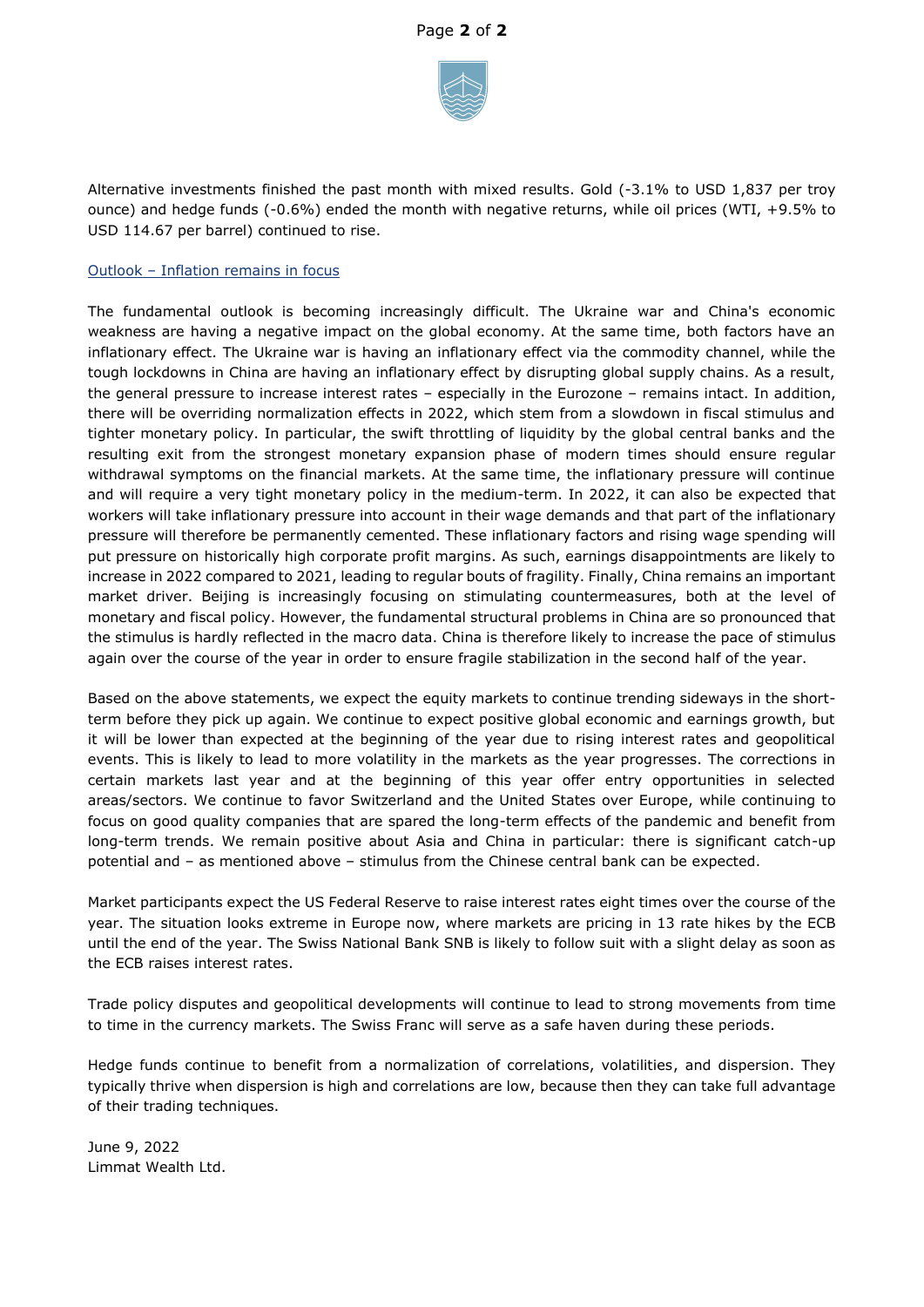Alternative investments finished the past month with mixed results. Gold (-3.1% to USD 1,837 per troy ounce) and hedge funds (-0.6%) ended the month with negative returns, while oil prices (WTI, +9.5% to USD 114.67 per barrel) continued to rise.

## Outlook – Inflation remains in focus

The fundamental outlook is becoming increasingly difficult. The Ukraine war and China's economic weakness are having a negative impact on the global economy. At the same time, both factors have an inflationary effect. The Ukraine war is having an inflationary effect via the commodity channel, while the tough lockdowns in China are having an inflationary effect by disrupting global supply chains. As a result, the general pressure to increase interest rates – especially in the Eurozone – remains intact. In addition, there will be overriding normalization effects in 2022, which stem from a slowdown in fiscal stimulus and tighter monetary policy. In particular, the swift throttling of liquidity by the global central banks and the resulting exit from the strongest monetary expansion phase of modern times should ensure regular withdrawal symptoms on the financial markets. At the same time, the inflationary pressure will continue and will require a very tight monetary policy in the medium-term. In 2022, it can also be expected that workers will take inflationary pressure into account in their wage demands and that part of the inflationary pressure will therefore be permanently cemented. These inflationary factors and rising wage spending will put pressure on historically high corporate profit margins. As such, earnings disappointments are likely to increase in 2022 compared to 2021, leading to regular bouts of fragility. Finally, China remains an important market driver. Beijing is increasingly focusing on stimulating countermeasures, both at the level of monetary and fiscal policy. However, the fundamental structural problems in China are so pronounced that the stimulus is hardly reflected in the macro data. China is therefore likely to increase the pace of stimulus again over the course of the year in order to ensure fragile stabilization in the second half of the year.

Based on the above statements, we expect the equity markets to continue trending sideways in the short-term before they pick up again. We continue to expect positive global economic and earnings growth, but it will be lower than expected at the beginning of the year due to rising interest rates and geopolitical events. This is likely to lead to more volatility in the markets as the year progresses. The corrections in certain markets last year and at the beginning of this year offer entry opportunities in selected areas/sectors. We continue to favor Switzerland and the United States over Europe, while continuing to focus on good quality companies that are spared the long-term effects of the pandemic and benefit from long-term trends. We remain positive about Asia and China in particular: there is significant catch-up potential and – as mentioned above – stimulus from the Chinese central bank can be expected.

Market participants expect the US Federal Reserve to raise interest rates eight times over the course of the year. The situation looks extreme in Europe now, where markets are pricing in 13 rate hikes by the ECB until the end of the year. The Swiss National Bank SNB is likely to follow suit with a slight delay as soon as the ECB raises interest rates.

Trade policy disputes and geopolitical developments will continue to lead to strong movements from time to time in the currency markets. The Swiss Franc will serve as a safe haven during these periods.

Hedge funds continue to benefit from a normalization of correlations, volatilities, and dispersion. They typically thrive when dispersion is high and correlations are low, because then they can take full advantage of their trading techniques.

June 9, 2022
Limmat Wealth Ltd.